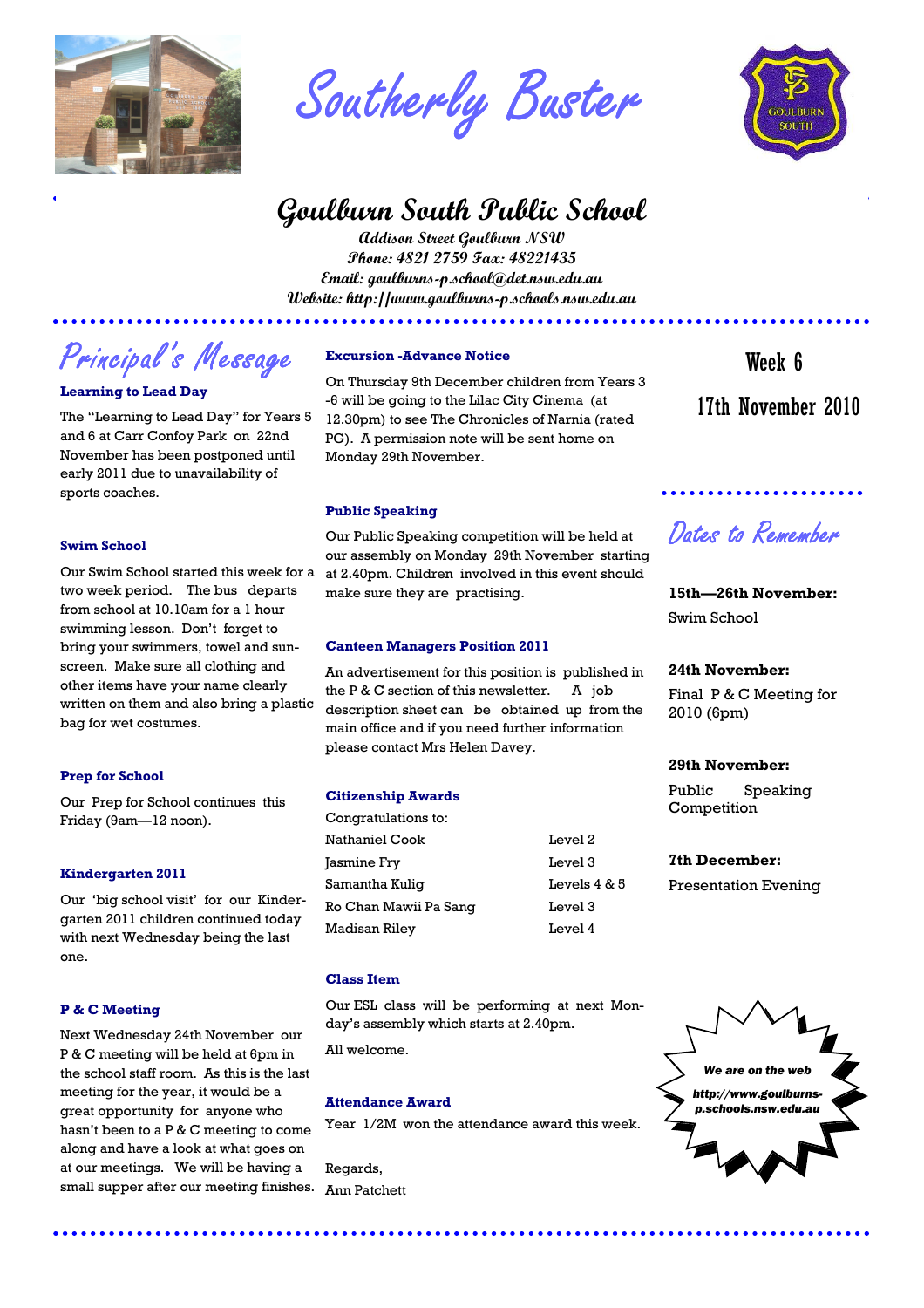# Southerly Buster

## Goulburn South Public School

**Addison Street Goulburn NSW**
**Phone: 4821 2759 Fax: 48221435**
**Email: goulburns-p.school@det.nsw.edu.au**
**Website: http://www.goulburns-p.schools.nsw.edu.au**

## Principal's Message

### Learning to Lead Day

The "Learning to Lead Day" for Years 5 and 6 at Carr Confoy Park on 22nd November has been postponed until early 2011 due to unavailability of sports coaches.

### Swim School

Our Swim School started this week for a two week period. The bus departs from school at 10.10am for a 1 hour swimming lesson. Don't forget to bring your swimmers, towel and sunscreen. Make sure all clothing and other items have your name clearly written on them and also bring a plastic bag for wet costumes.

### Prep for School

Our Prep for School continues this Friday (9am—12 noon).

### Kindergarten 2011

Our 'big school visit' for our Kindergarten 2011 children continued today with next Wednesday being the last one.

### P & C Meeting

Next Wednesday 24th November our P & C meeting will be held at 6pm in the school staff room. As this is the last meeting for the year, it would be a great opportunity for anyone who hasn't been to a P & C meeting to come along and have a look at what goes on at our meetings. We will be having a small supper after our meeting finishes.

### Excursion -Advance Notice

On Thursday 9th December children from Years 3 -6 will be going to the Lilac City Cinema (at 12.30pm) to see The Chronicles of Narnia (rated PG). A permission note will be sent home on Monday 29th November.

### Public Speaking

Our Public Speaking competition will be held at our assembly on Monday 29th November starting at 2.40pm. Children involved in this event should make sure they are practising.

### Canteen Managers Position 2011

An advertisement for this position is published in the P & C section of this newsletter. A job description sheet can be obtained up from the main office and if you need further information please contact Mrs Helen Davey.

### Citizenship Awards

Congratulations to:

| Name | Level |
|---|---|
| Nathaniel Cook | Level 2 |
| Jasmine Fry | Level 3 |
| Samantha Kulig | Levels 4 & 5 |
| Ro Chan Mawii Pa Sang | Level 3 |
| Madisan Riley | Level 4 |

### Class Item

Our ESL class will be performing at next Monday's assembly which starts at 2.40pm.

All welcome.

### Attendance Award

Year 1/2M won the attendance award this week.

Regards,
Ann Patchett

---

**Week 6**

**17th November 2010**

## Dates to Remember

**15th—26th November:**
Swim School

**24th November:**
Final P & C Meeting for 2010 (6pm)

**29th November:**
Public Speaking Competition

**7th December:**
Presentation Evening

*We are on the web*
*http://www.goulburns-p.schools.nsw.edu.au*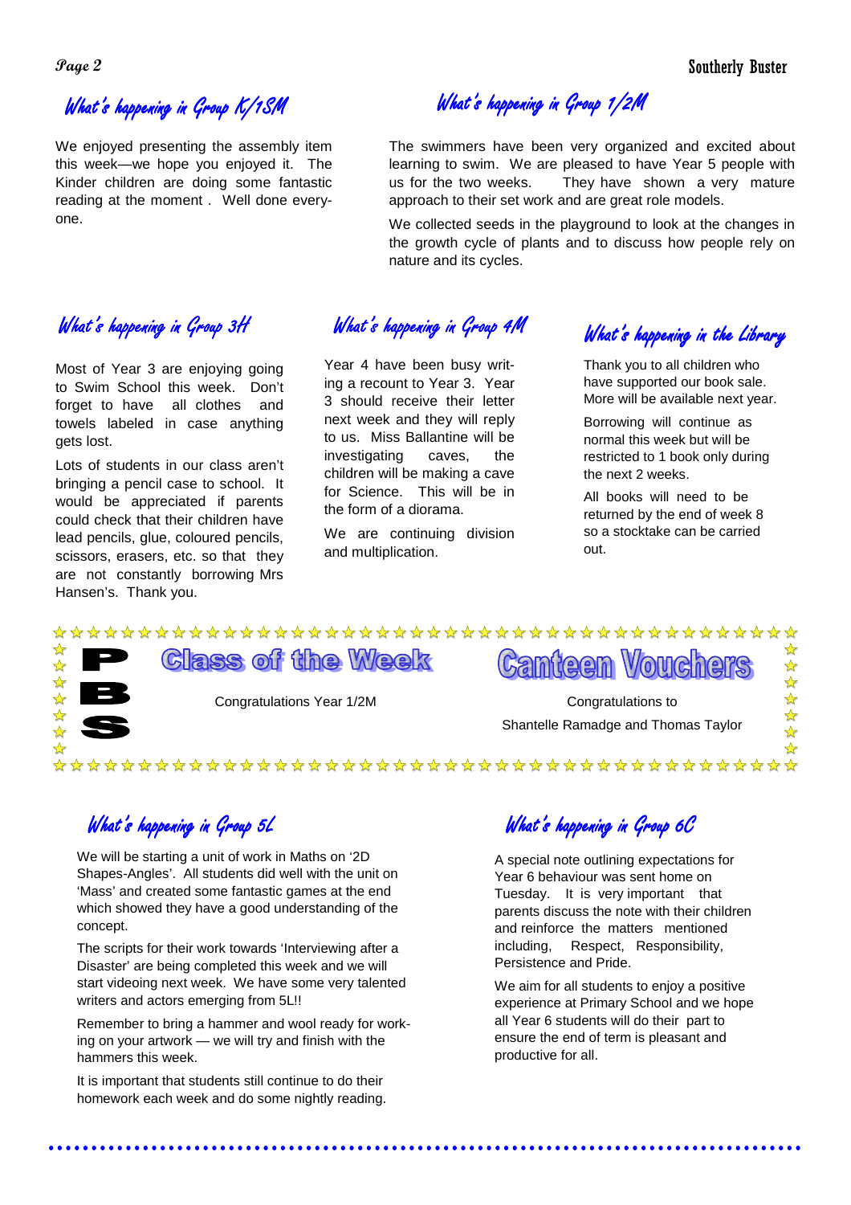## What's happening in Group K/1SM

We enjoyed presenting the assembly item this week—we hope you enjoyed it. The Kinder children are doing some fantastic reading at the moment . Well done everyone.

## What's happening in Group 1/2M

The swimmers have been very organized and excited about learning to swim. We are pleased to have Year 5 people with us for the two weeks. They have shown a very mature approach to their set work and are great role models.

We collected seeds in the playground to look at the changes in the growth cycle of plants and to discuss how people rely on nature and its cycles.

## What's happening in Group 3H

Most of Year 3 are enjoying going to Swim School this week. Don't forget to have all clothes and towels labeled in case anything gets lost.

Lots of students in our class aren't bringing a pencil case to school. It would be appreciated if parents could check that their children have lead pencils, glue, coloured pencils, scissors, erasers, etc. so that they are not constantly borrowing Mrs Hansen's. Thank you.

## What's happening in Group 4M

Year 4 have been busy writing a recount to Year 3. Year 3 should receive their letter next week and they will reply to us. Miss Ballantine will be investigating caves, the children will be making a cave for Science. This will be in the form of a diorama.

We are continuing division and multiplication.

## What's happening in the Library

Thank you to all children who have supported our book sale. More will be available next year.

Borrowing will continue as normal this week but will be restricted to 1 book only during the next 2 weeks.

All books will need to be returned by the end of week 8 so a stocktake can be carried out.

---

**PBS**

## Class of the Week

Congratulations Year 1/2M

## Canteen Vouchers

Congratulations to

Shantelle Ramadge and Thomas Taylor

---

## What's happening in Group 5L

We will be starting a unit of work in Maths on '2D Shapes-Angles'. All students did well with the unit on 'Mass' and created some fantastic games at the end which showed they have a good understanding of the concept.

The scripts for their work towards 'Interviewing after a Disaster' are being completed this week and we will start videoing next week. We have some very talented writers and actors emerging from 5L!!

Remember to bring a hammer and wool ready for working on your artwork — we will try and finish with the hammers this week.

It is important that students still continue to do their homework each week and do some nightly reading.

## What's happening in Group 6C

A special note outlining expectations for Year 6 behaviour was sent home on Tuesday. It is very important that parents discuss the note with their children and reinforce the matters mentioned including, Respect, Responsibility, Persistence and Pride.

We aim for all students to enjoy a positive experience at Primary School and we hope all Year 6 students will do their part to ensure the end of term is pleasant and productive for all.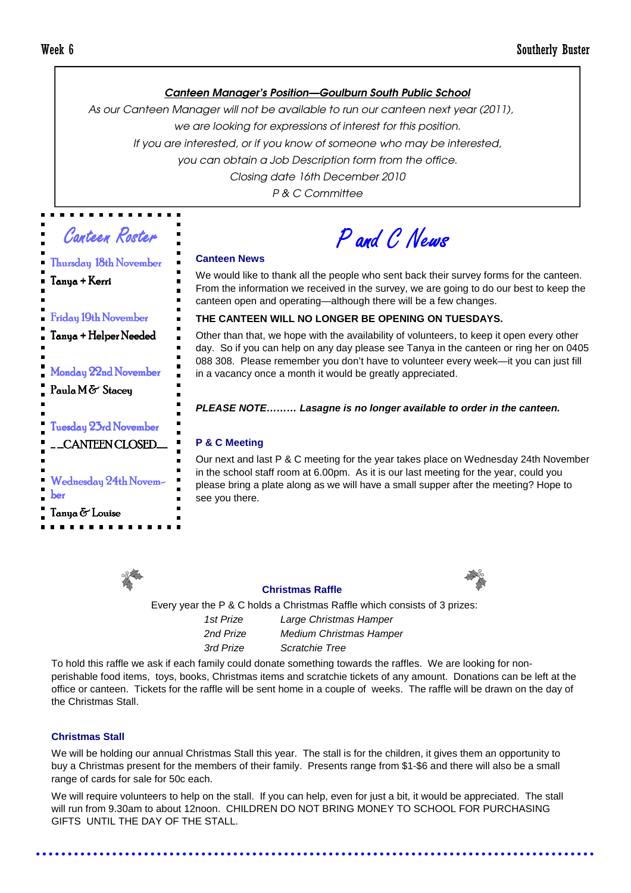## *Canteen Manager's Position—Goulburn South Public School*

*As our Canteen Manager will not be available to run our canteen next year (2011),*
*we are looking for expressions of interest for this position.*
*If you are interested, or if you know of someone who may be interested,*
*you can obtain a Job Description form from the office.*
*Closing date 16th December 2010*
*P & C Committee*

## Canteen Roster

**Thursday 18th November**
Tanya + Kerri

**Friday 19th November**
Tanya + Helper Needed

**Monday 22nd November**
Paula M & Stacey

**Tuesday 23rd November**
…..CANTEEN CLOSED……

**Wednesday 24th November**
Tanya & Louise

# P and C News

### Canteen News

We would like to thank all the people who sent back their survey forms for the canteen. From the information we received in the survey, we are going to do our best to keep the canteen open and operating—although there will be a few changes.

**THE CANTEEN WILL NO LONGER BE OPENING ON TUESDAYS.**

Other than that, we hope with the availability of volunteers, to keep it open every other day. So if you can help on any day please see Tanya in the canteen or ring her on 0405 088 308. Please remember you don't have to volunteer every week—it you can just fill in a vacancy once a month it would be greatly appreciated.

***PLEASE NOTE……… Lasagne is no longer available to order in the canteen.***

### P & C Meeting

Our next and last P & C meeting for the year takes place on Wednesday 24th November in the school staff room at 6.00pm. As it is our last meeting for the year, could you please bring a plate along as we will have a small supper after the meeting? Hope to see you there.

### Christmas Raffle

Every year the P & C holds a Christmas Raffle which consists of 3 prizes:

*1st Prize* — *Large Christmas Hamper*
*2nd Prize* — *Medium Christmas Hamper*
*3rd Prize* — *Scratchie Tree*

To hold this raffle we ask if each family could donate something towards the raffles. We are looking for non-perishable food items, toys, books, Christmas items and scratchie tickets of any amount. Donations can be left at the office or canteen. Tickets for the raffle will be sent home in a couple of weeks. The raffle will be drawn on the day of the Christmas Stall.

### Christmas Stall

We will be holding our annual Christmas Stall this year. The stall is for the children, it gives them an opportunity to buy a Christmas present for the members of their family. Presents range from $1-$6 and there will also be a small range of cards for sale for 50c each.

We will require volunteers to help on the stall. If you can help, even for just a bit, it would be appreciated. The stall will run from 9.30am to about 12noon. CHILDREN DO NOT BRING MONEY TO SCHOOL FOR PURCHASING GIFTS UNTIL THE DAY OF THE STALL.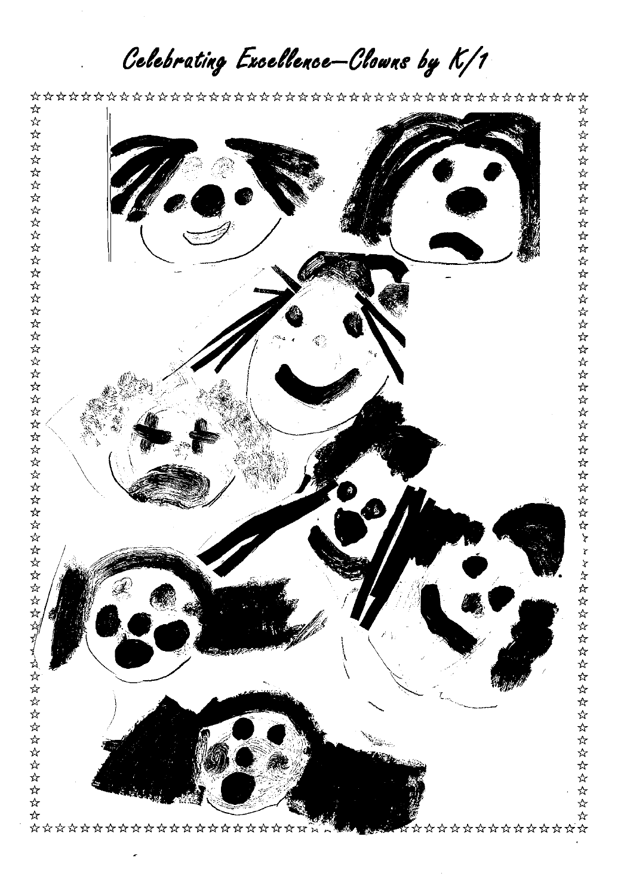# Celebrating Excellence—Clowns by K/1